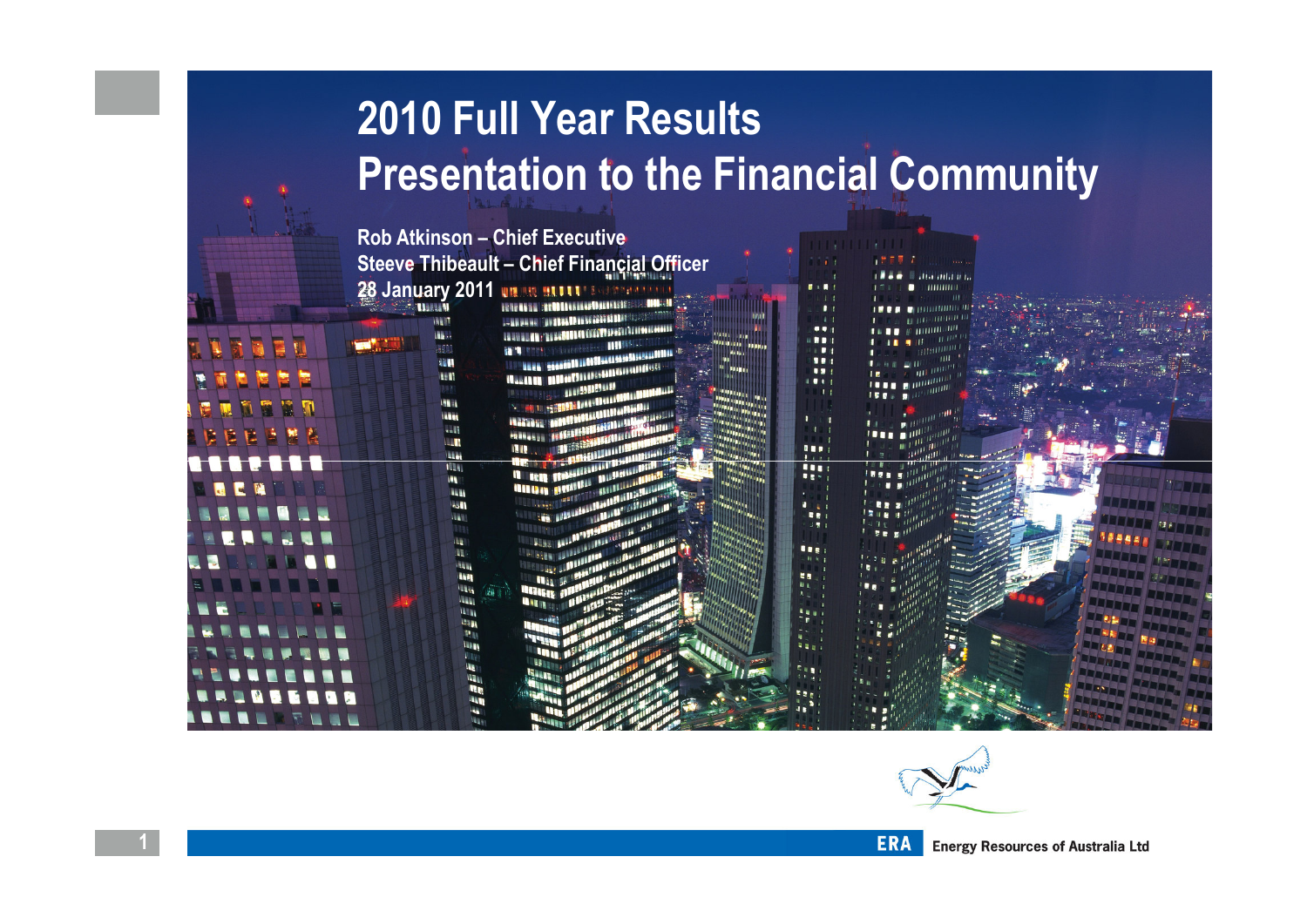# 2010 Full Year Results
# Presentation to the Financial Community

**Rob Atkinson – Chief Executive**
**Steeve Thibeault – Chief Financial Officer**
**28 January 2011**

ERA Energy Resources of Australia Ltd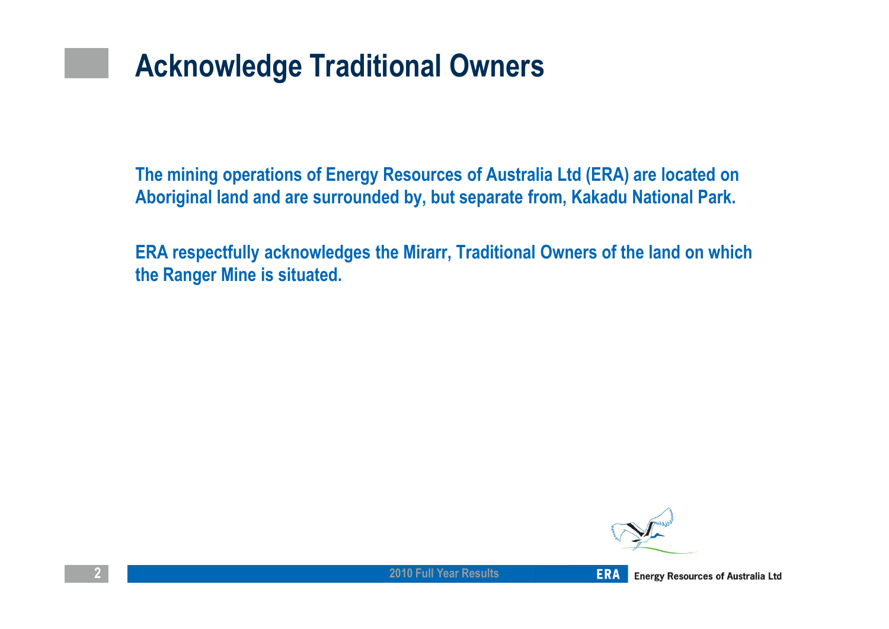# Acknowledge Traditional Owners

**The mining operations of Energy Resources of Australia Ltd (ERA) are located on Aboriginal land and are surrounded by, but separate from, Kakadu National Park.**

**ERA respectfully acknowledges the Mirarr, Traditional Owners of the land on which the Ranger Mine is situated.**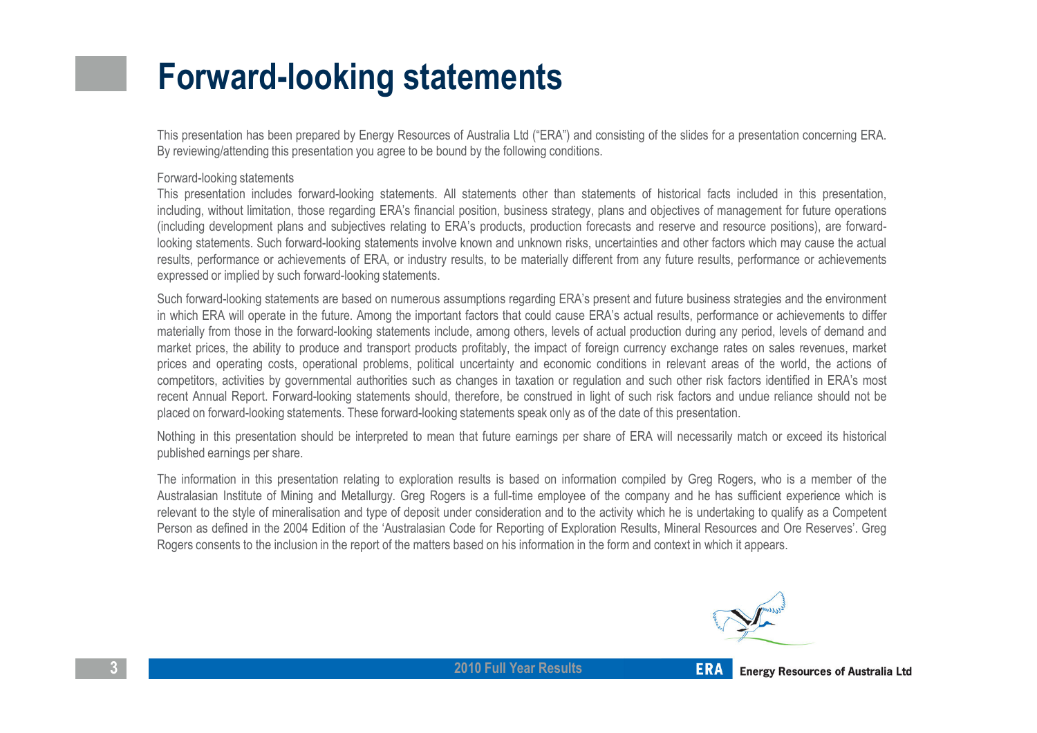# Forward-looking statements

This presentation has been prepared by Energy Resources of Australia Ltd ("ERA") and consisting of the slides for a presentation concerning ERA. By reviewing/attending this presentation you agree to be bound by the following conditions.

Forward-looking statements

This presentation includes forward-looking statements. All statements other than statements of historical facts included in this presentation, including, without limitation, those regarding ERA's financial position, business strategy, plans and objectives of management for future operations (including development plans and subjectives relating to ERA's products, production forecasts and reserve and resource positions), are forward-looking statements. Such forward-looking statements involve known and unknown risks, uncertainties and other factors which may cause the actual results, performance or achievements of ERA, or industry results, to be materially different from any future results, performance or achievements expressed or implied by such forward-looking statements.

Such forward-looking statements are based on numerous assumptions regarding ERA's present and future business strategies and the environment in which ERA will operate in the future. Among the important factors that could cause ERA's actual results, performance or achievements to differ materially from those in the forward-looking statements include, among others, levels of actual production during any period, levels of demand and market prices, the ability to produce and transport products profitably, the impact of foreign currency exchange rates on sales revenues, market prices and operating costs, operational problems, political uncertainty and economic conditions in relevant areas of the world, the actions of competitors, activities by governmental authorities such as changes in taxation or regulation and such other risk factors identified in ERA's most recent Annual Report. Forward-looking statements should, therefore, be construed in light of such risk factors and undue reliance should not be placed on forward-looking statements. These forward-looking statements speak only as of the date of this presentation.

Nothing in this presentation should be interpreted to mean that future earnings per share of ERA will necessarily match or exceed its historical published earnings per share.

The information in this presentation relating to exploration results is based on information compiled by Greg Rogers, who is a member of the Australasian Institute of Mining and Metallurgy. Greg Rogers is a full-time employee of the company and he has sufficient experience which is relevant to the style of mineralisation and type of deposit under consideration and to the activity which he is undertaking to qualify as a Competent Person as defined in the 2004 Edition of the 'Australasian Code for Reporting of Exploration Results, Mineral Resources and Ore Reserves'. Greg Rogers consents to the inclusion in the report of the matters based on his information in the form and context in which it appears.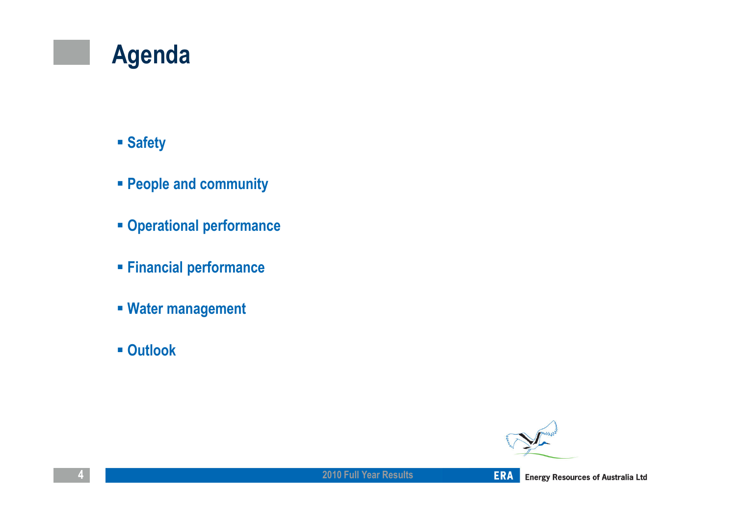# Agenda

- Safety
- People and community
- Operational performance
- Financial performance
- Water management
- Outlook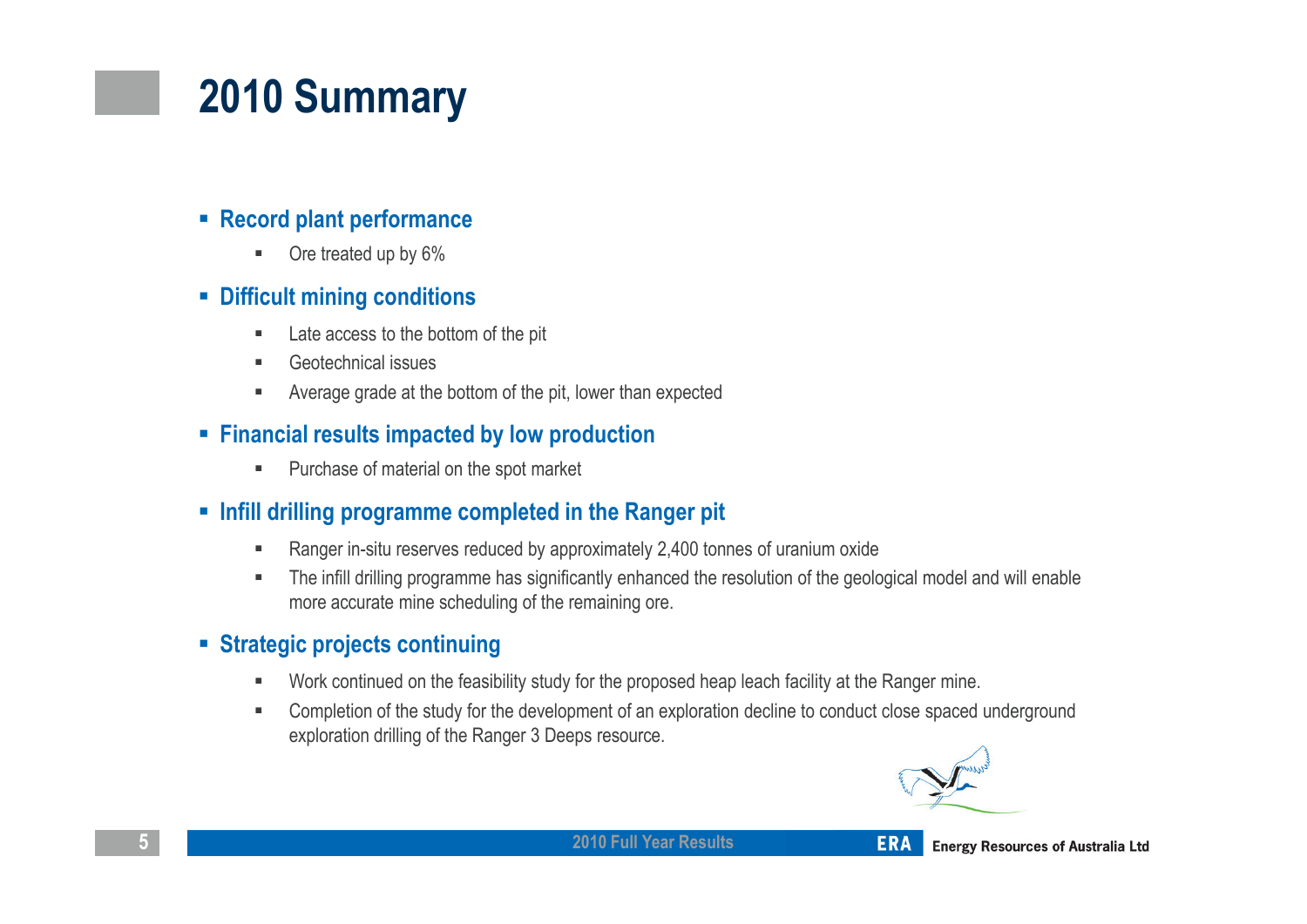# 2010 Summary

- **Record plant performance**
  - Ore treated up by 6%
- **Difficult mining conditions**
  - Late access to the bottom of the pit
  - Geotechnical issues
  - Average grade at the bottom of the pit, lower than expected
- **Financial results impacted by low production**
  - Purchase of material on the spot market
- **Infill drilling programme completed in the Ranger pit**
  - Ranger in-situ reserves reduced by approximately 2,400 tonnes of uranium oxide
  - The infill drilling programme has significantly enhanced the resolution of the geological model and will enable more accurate mine scheduling of the remaining ore.
- **Strategic projects continuing**
  - Work continued on the feasibility study for the proposed heap leach facility at the Ranger mine.
  - Completion of the study for the development of an exploration decline to conduct close spaced underground exploration drilling of the Ranger 3 Deeps resource.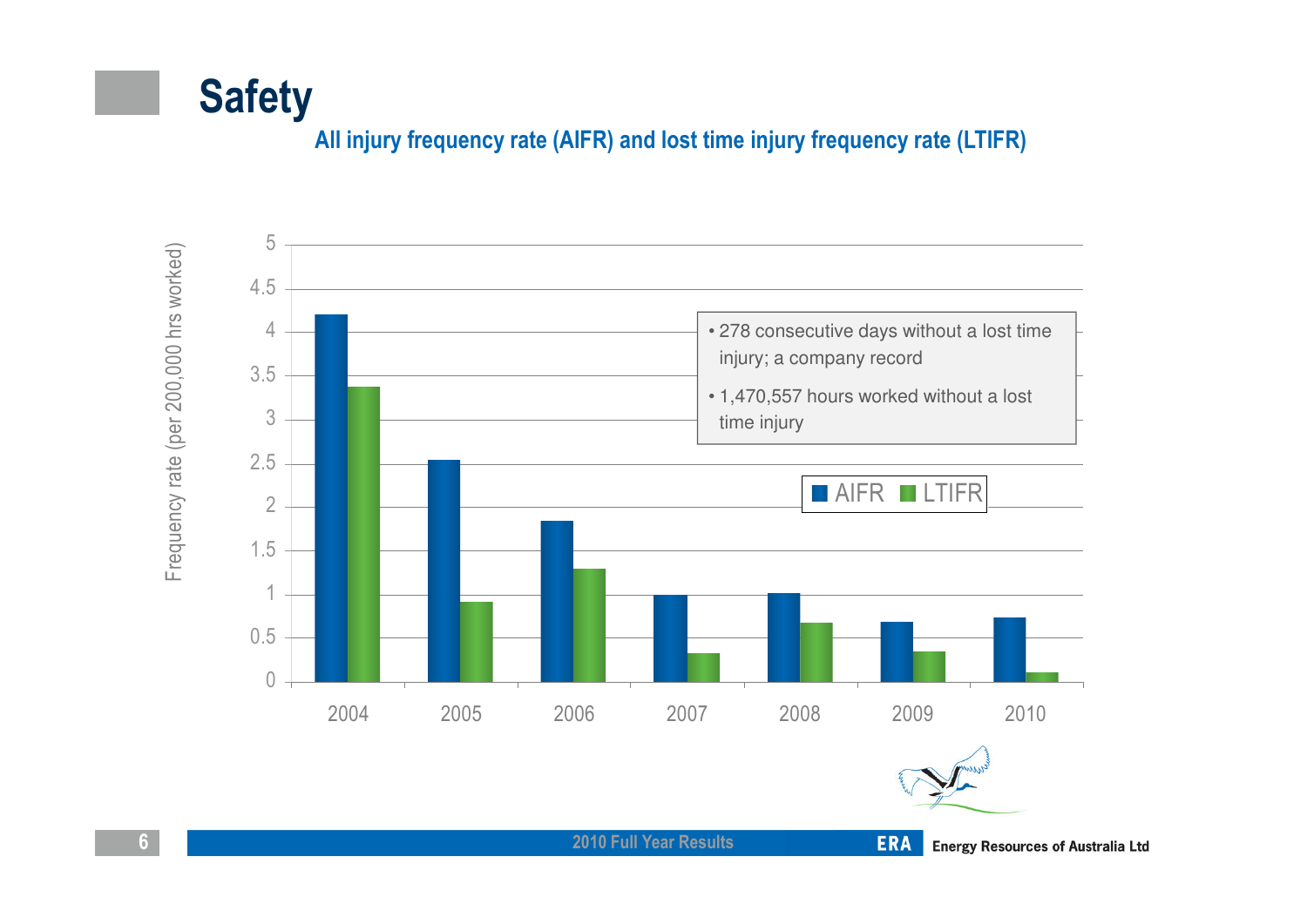# Safety

## All injury frequency rate (AIFR) and lost time injury frequency rate (LTIFR)

Frequency rate (per 200,000 hrs worked)

| Year | AIFR | LTIFR |
|---|---|---|
| 2004 | 4.2 | 3.38 |
| 2005 | 2.55 | 0.92 |
| 2006 | 1.84 | 1.29 |
| 2007 | 1.0 | 0.33 |
| 2008 | 1.02 | 0.68 |
| 2009 | 0.69 | 0.35 |
| 2010 | 0.74 | 0.11 |

- 278 consecutive days without a lost time injury; a company record
- 1,470,557 hours worked without a lost time injury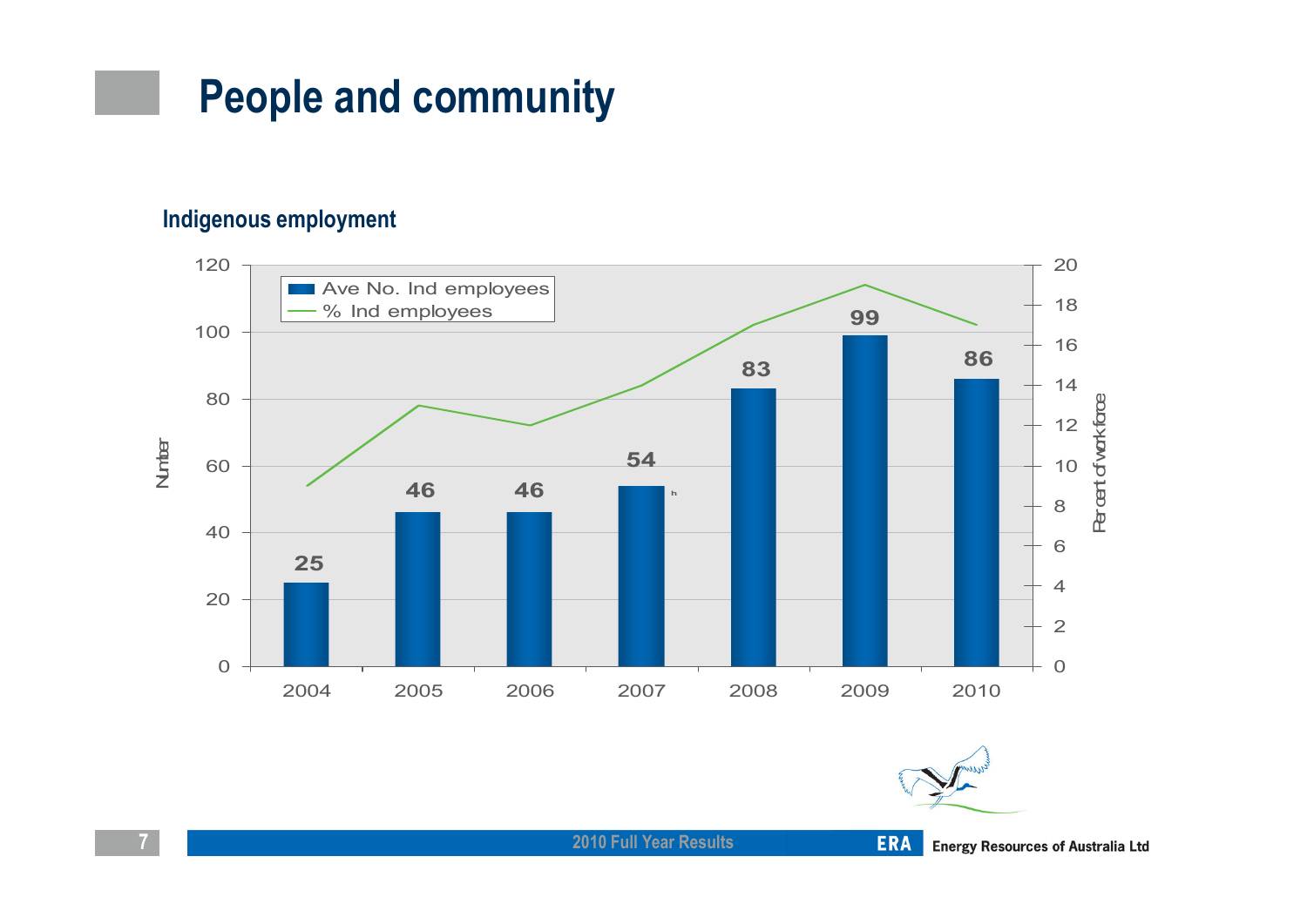# People and community

## Indigenous employment

| Year | Ave No. Ind employees | % Ind employees |
|---|---|---|
| 2004 | 25 | 9 |
| 2005 | 46 | 13 |
| 2006 | 46 | 12 |
| 2007 | 54 | 14 |
| 2008 | 83 | 17 |
| 2009 | 99 | 19 |
| 2010 | 86 | 17 |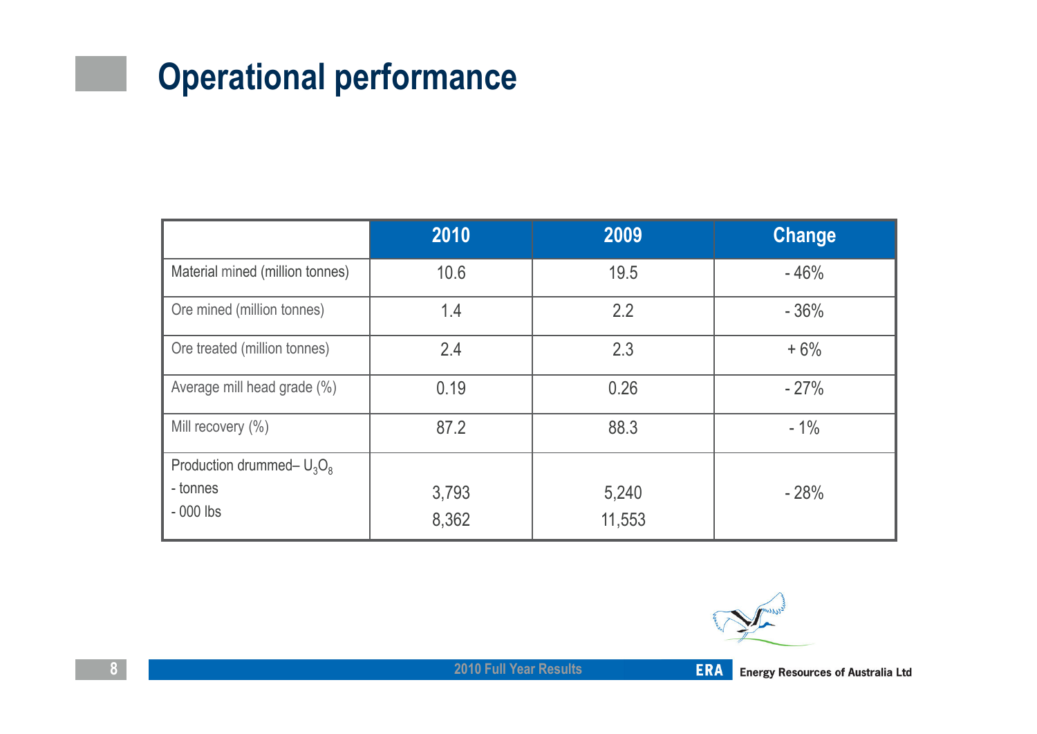# Operational performance

| | 2010 | 2009 | Change |
|---|---|---|---|
| Material mined (million tonnes) | 10.6 | 19.5 | - 46% |
| Ore mined (million tonnes) | 1.4 | 2.2 | - 36% |
| Ore treated (million tonnes) | 2.4 | 2.3 | + 6% |
| Average mill head grade (%) | 0.19 | 0.26 | - 27% |
| Mill recovery (%) | 87.2 | 88.3 | - 1% |
| Production drummed– $U_3O_8$<br>- tonnes<br>- 000 lbs | 3,793<br>8,362 | 5,240<br>11,553 | - 28% |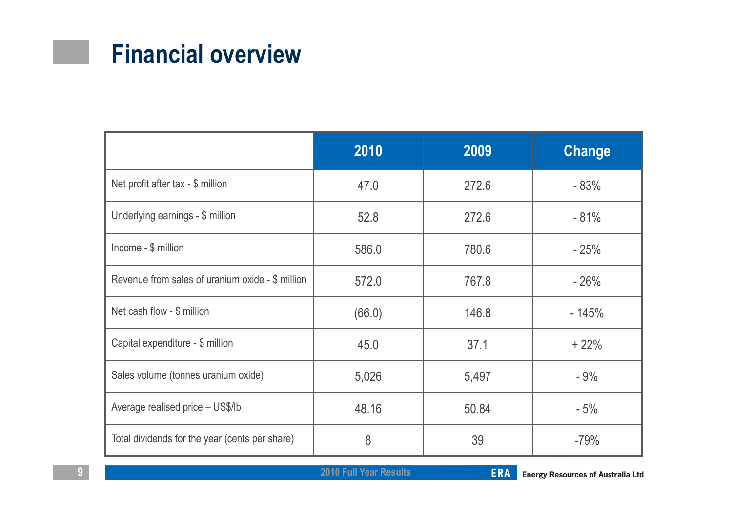# Financial overview

| | 2010 | 2009 | Change |
|---|---|---|---|
| Net profit after tax - $ million | 47.0 | 272.6 | - 83% |
| Underlying earnings - $ million | 52.8 | 272.6 | - 81% |
| Income - $ million | 586.0 | 780.6 | - 25% |
| Revenue from sales of uranium oxide - $ million | 572.0 | 767.8 | - 26% |
| Net cash flow - $ million | (66.0) | 146.8 | - 145% |
| Capital expenditure - $ million | 45.0 | 37.1 | + 22% |
| Sales volume (tonnes uranium oxide) | 5,026 | 5,497 | - 9% |
| Average realised price – US$/lb | 48.16 | 50.84 | - 5% |
| Total dividends for the year (cents per share) | 8 | 39 | -79% |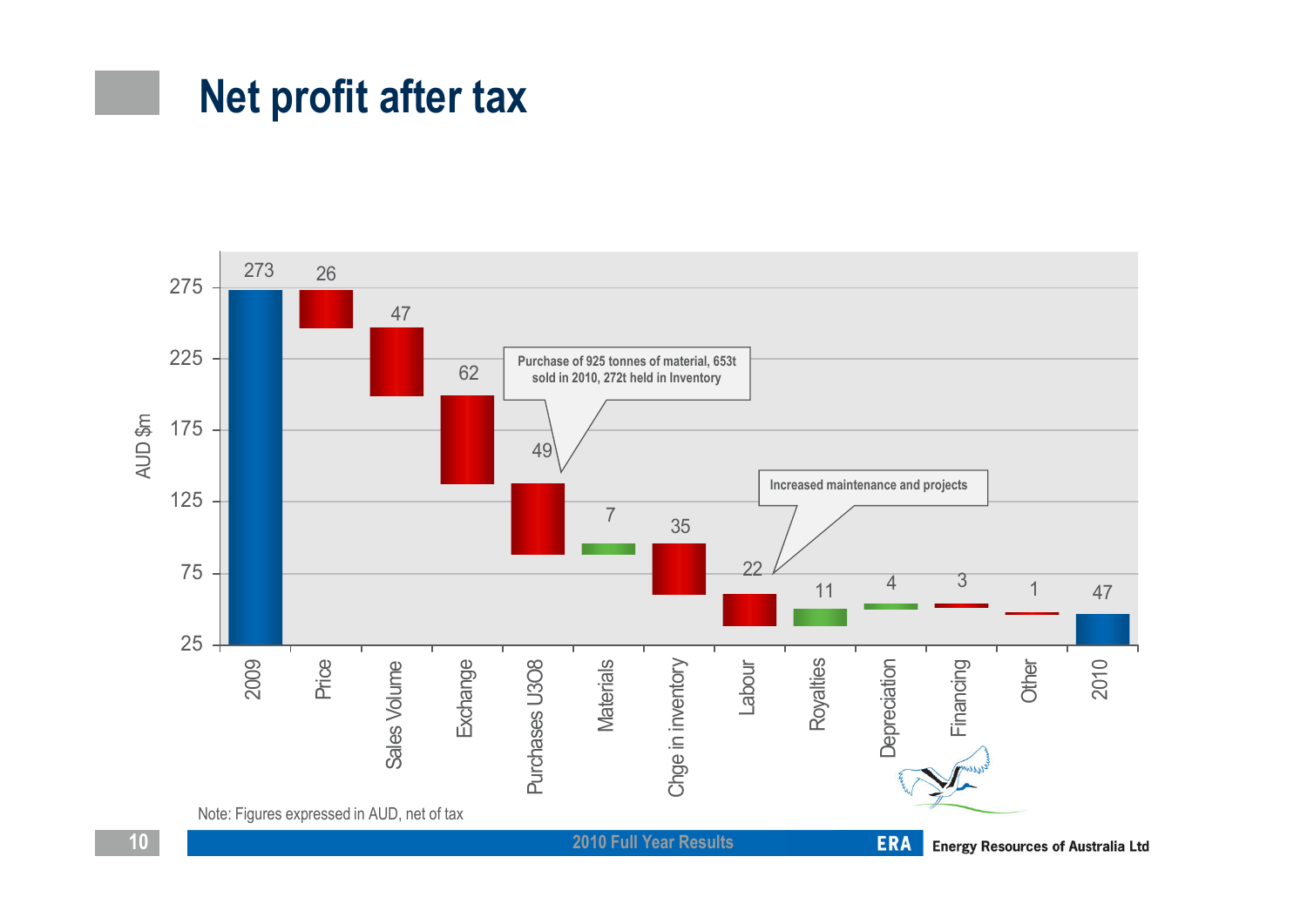# Net profit after tax

| Item | AUD $m |
|---|---|
| 2009 | 273 |
| Price | 26 |
| Sales Volume | 47 |
| Exchange | 62 |
| Purchases U3O8 | 49 |
| Materials | 7 |
| Chge in inventory | 35 |
| Labour | 22 |
| Royalties | 11 |
| Depreciation | 4 |
| Financing | 3 |
| Other | 1 |
| 2010 | 47 |

Purchase of 925 tonnes of material, 653t sold in 2010, 272t held in Inventory

Increased maintenance and projects

Note: Figures expressed in AUD, net of tax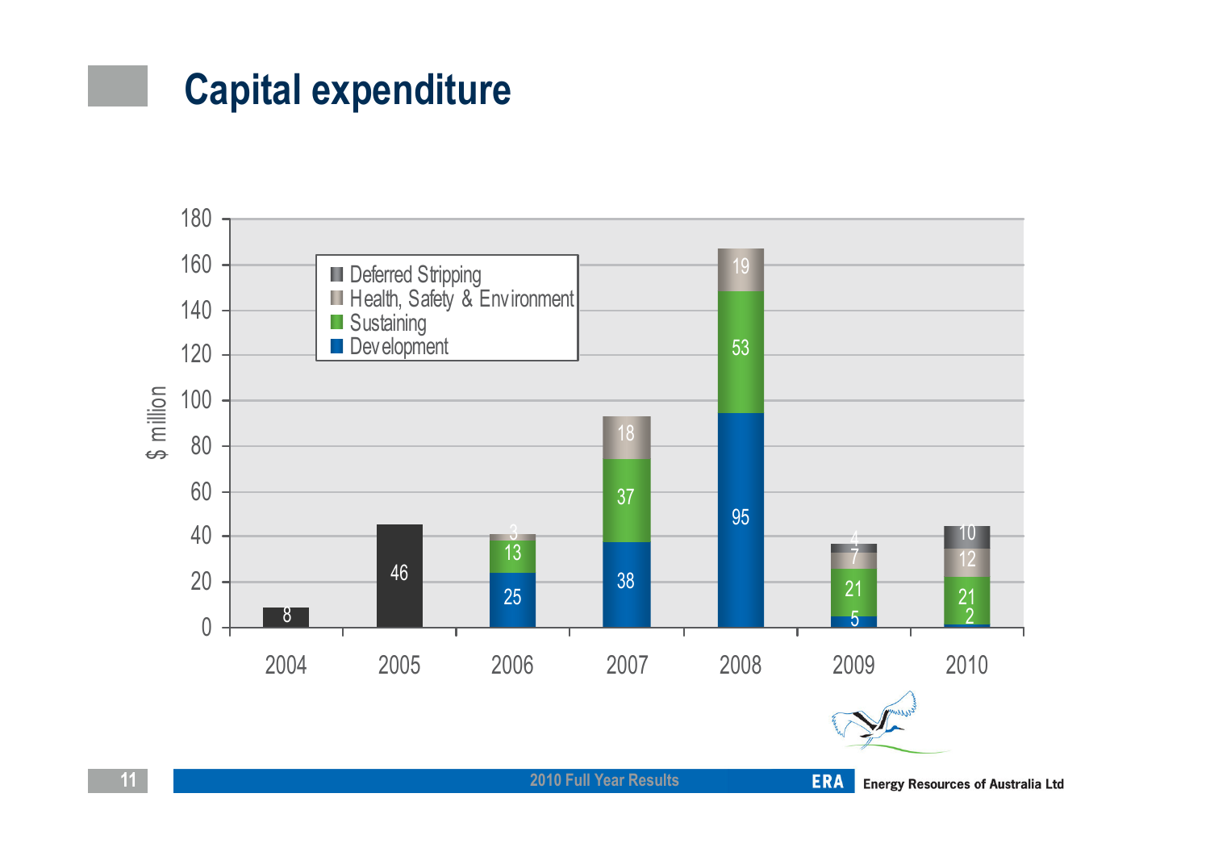# Capital expenditure

| Year | Development | Sustaining | Health, Safety & Environment | Deferred Stripping | Total |
|---|---|---|---|---|---|
| 2004 | | | | | 8 |
| 2005 | | | | | 46 |
| 2006 | 25 | 13 | 3 | | |
| 2007 | 38 | 37 | 18 | | |
| 2008 | 95 | 53 | 19 | | |
| 2009 | 5 | 21 | 7 | 4 | |
| 2010 | 2 | 21 | 12 | 10 | |

$ million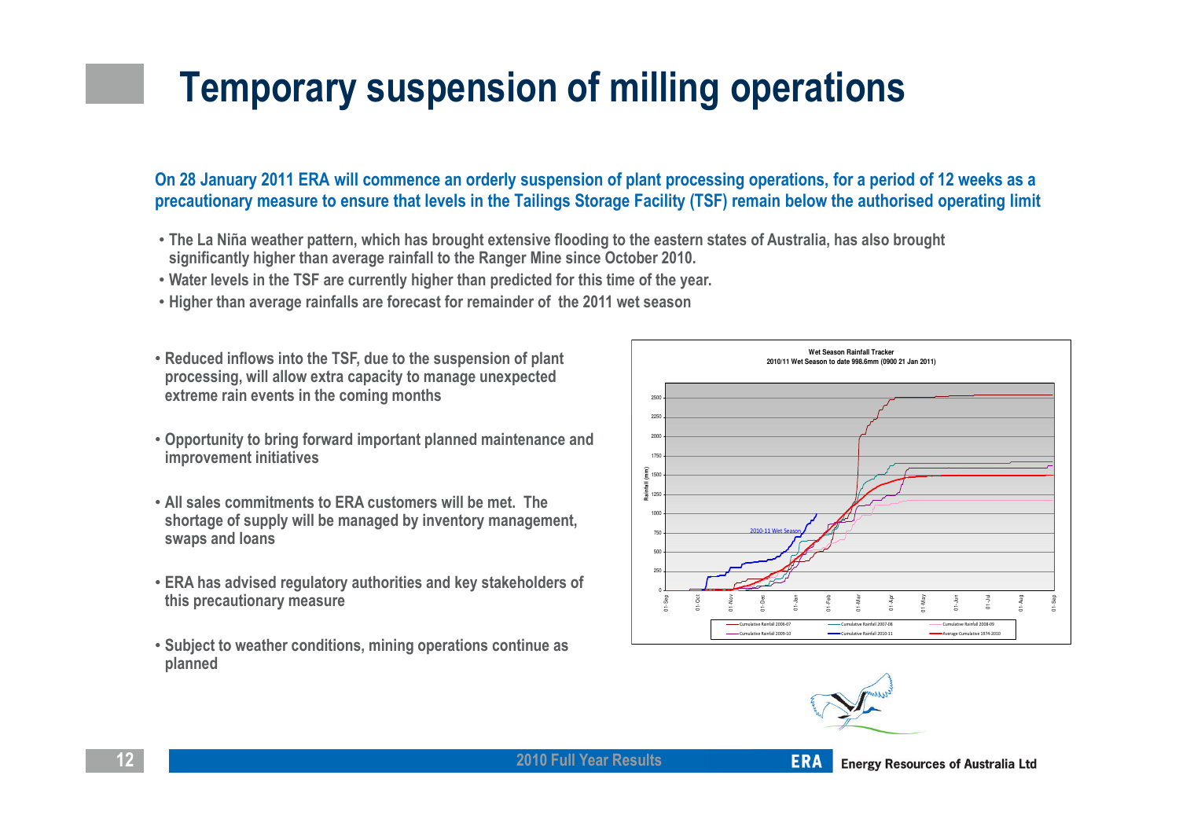# Temporary suspension of milling operations

**On 28 January 2011 ERA will commence an orderly suspension of plant processing operations, for a period of 12 weeks as a precautionary measure to ensure that levels in the Tailings Storage Facility (TSF) remain below the authorised operating limit**

- The La Niña weather pattern, which has brought extensive flooding to the eastern states of Australia, has also brought significantly higher than average rainfall to the Ranger Mine since October 2010.
- Water levels in the TSF are currently higher than predicted for this time of the year.
- Higher than average rainfalls are forecast for remainder of the 2011 wet season

- Reduced inflows into the TSF, due to the suspension of plant processing, will allow extra capacity to manage unexpected extreme rain events in the coming months
- Opportunity to bring forward important planned maintenance and improvement initiatives
- All sales commitments to ERA customers will be met. The shortage of supply will be managed by inventory management, swaps and loans
- ERA has advised regulatory authorities and key stakeholders of this precautionary measure
- Subject to weather conditions, mining operations continue as planned

**Wet Season Rainfall Tracker**
**2010/11 Wet Season to date 998.6mm (0900 21 Jan 2011)**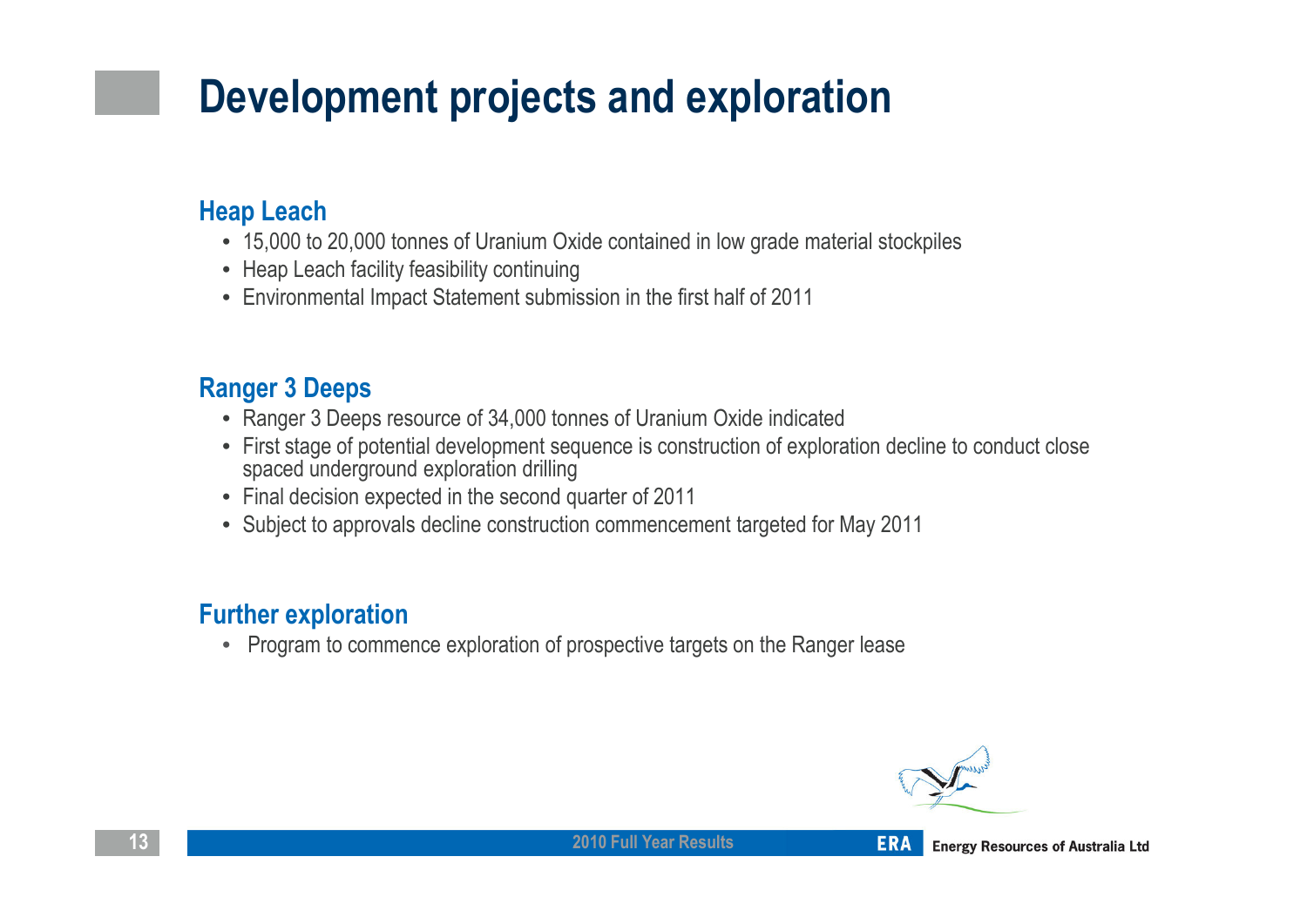# Development projects and exploration

## Heap Leach

- 15,000 to 20,000 tonnes of Uranium Oxide contained in low grade material stockpiles
- Heap Leach facility feasibility continuing
- Environmental Impact Statement submission in the first half of 2011

## Ranger 3 Deeps

- Ranger 3 Deeps resource of 34,000 tonnes of Uranium Oxide indicated
- First stage of potential development sequence is construction of exploration decline to conduct close spaced underground exploration drilling
- Final decision expected in the second quarter of 2011
- Subject to approvals decline construction commencement targeted for May 2011

## Further exploration

- Program to commence exploration of prospective targets on the Ranger lease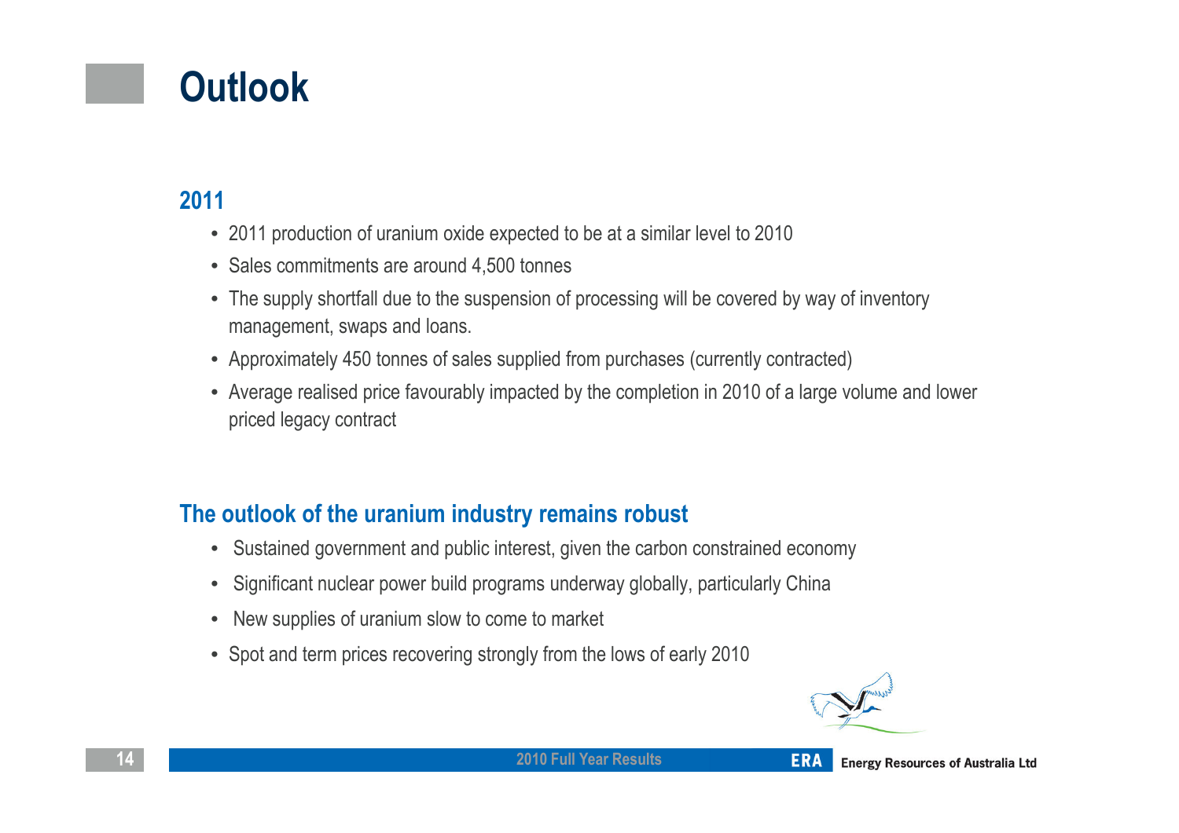# Outlook

## 2011

- 2011 production of uranium oxide expected to be at a similar level to 2010
- Sales commitments are around 4,500 tonnes
- The supply shortfall due to the suspension of processing will be covered by way of inventory management, swaps and loans.
- Approximately 450 tonnes of sales supplied from purchases (currently contracted)
- Average realised price favourably impacted by the completion in 2010 of a large volume and lower priced legacy contract

## The outlook of the uranium industry remains robust

- Sustained government and public interest, given the carbon constrained economy
- Significant nuclear power build programs underway globally, particularly China
- New supplies of uranium slow to come to market
- Spot and term prices recovering strongly from the lows of early 2010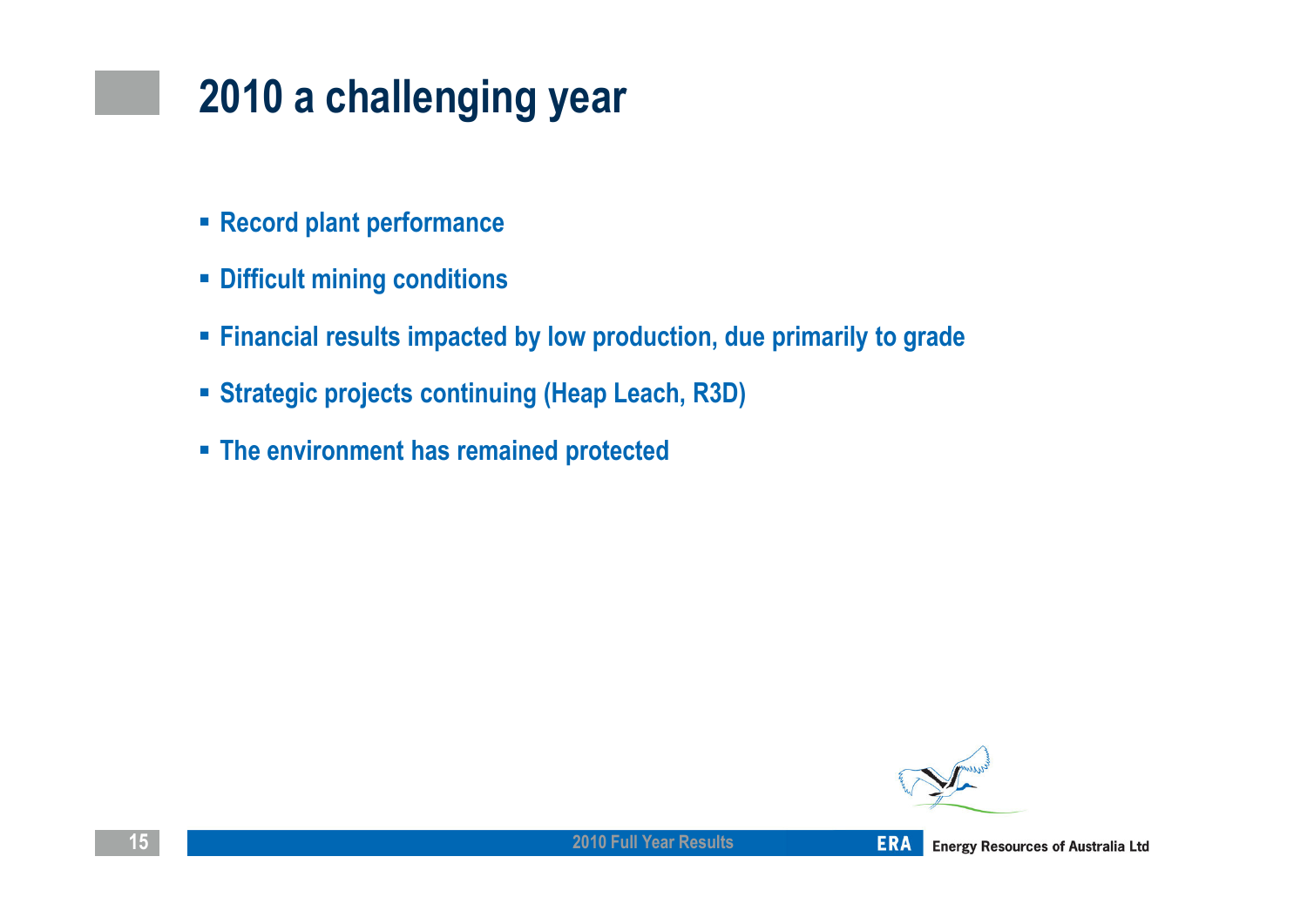# 2010 a challenging year

- Record plant performance
- Difficult mining conditions
- Financial results impacted by low production, due primarily to grade
- Strategic projects continuing (Heap Leach, R3D)
- The environment has remained protected